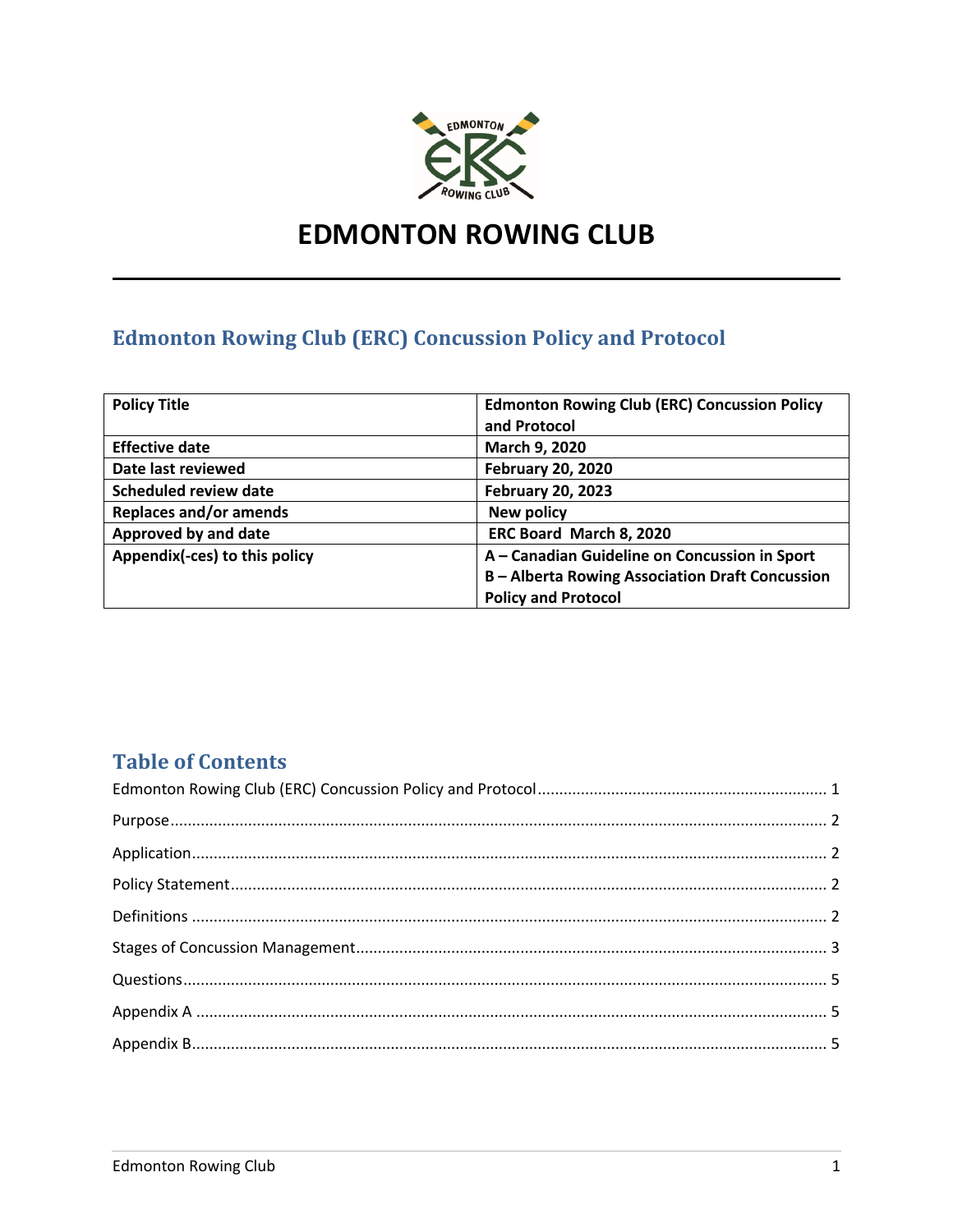# EDMONTON ROWING CLUB

## Edmonton Rowing Club (ERC) Concussion Policy and Protocol

| **Policy Title** | **Edmonton Rowing Club (ERC) Concussion Policy and Protocol** |
|---|---|
| **Effective date** | **March 9, 2020** |
| **Date last reviewed** | **February 20, 2020** |
| **Scheduled review date** | **February 20, 2023** |
| **Replaces and/or amends** | **New policy** |
| **Approved by and date** | **ERC Board March 8, 2020** |
| **Appendix(-ces) to this policy** | **A – Canadian Guideline on Concussion in Sport**<br>**B – Alberta Rowing Association Draft Concussion Policy and Protocol** |

## Table of Contents

Edmonton Rowing Club (ERC) Concussion Policy and Protocol ..... 1

Purpose ..... 2

Application ..... 2

Policy Statement ..... 2

Definitions ..... 2

Stages of Concussion Management ..... 3

Questions ..... 5

Appendix A ..... 5

Appendix B ..... 5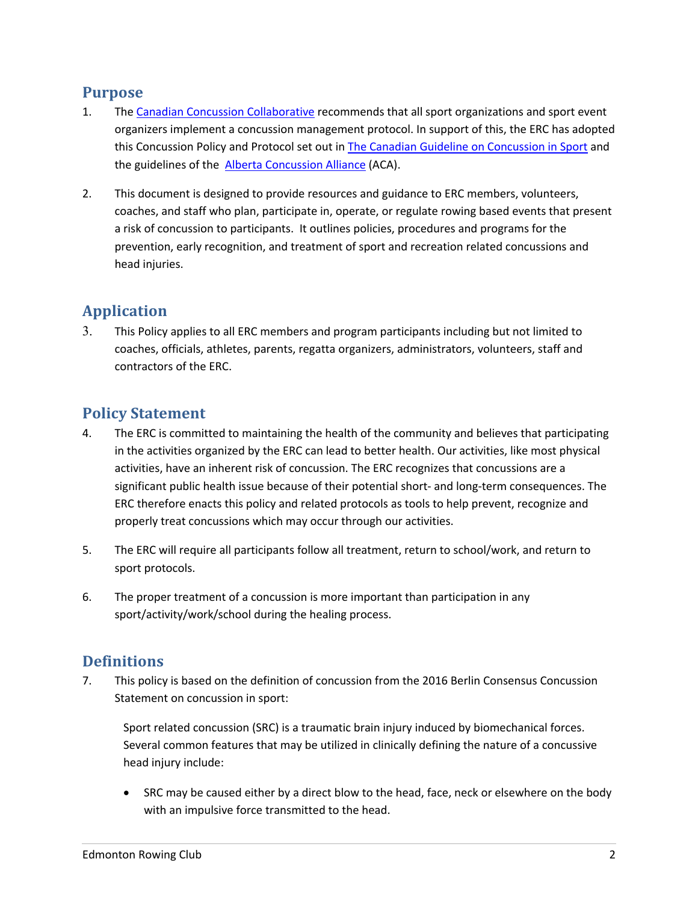## Purpose

1. The [Canadian Concussion Collaborative] recommends that all sport organizations and sport event organizers implement a concussion management protocol. In support of this, the ERC has adopted this Concussion Policy and Protocol set out in [The Canadian Guideline on Concussion in Sport] and the guidelines of the [Alberta Concussion Alliance] (ACA).

2. This document is designed to provide resources and guidance to ERC members, volunteers, coaches, and staff who plan, participate in, operate, or regulate rowing based events that present a risk of concussion to participants. It outlines policies, procedures and programs for the prevention, early recognition, and treatment of sport and recreation related concussions and head injuries.

## Application

3. This Policy applies to all ERC members and program participants including but not limited to coaches, officials, athletes, parents, regatta organizers, administrators, volunteers, staff and contractors of the ERC.

## Policy Statement

4. The ERC is committed to maintaining the health of the community and believes that participating in the activities organized by the ERC can lead to better health. Our activities, like most physical activities, have an inherent risk of concussion. The ERC recognizes that concussions are a significant public health issue because of their potential short- and long-term consequences. The ERC therefore enacts this policy and related protocols as tools to help prevent, recognize and properly treat concussions which may occur through our activities.

5. The ERC will require all participants follow all treatment, return to school/work, and return to sport protocols.

6. The proper treatment of a concussion is more important than participation in any sport/activity/work/school during the healing process.

## Definitions

7. This policy is based on the definition of concussion from the 2016 Berlin Consensus Concussion Statement on concussion in sport:

   Sport related concussion (SRC) is a traumatic brain injury induced by biomechanical forces. Several common features that may be utilized in clinically defining the nature of a concussive head injury include:

   - SRC may be caused either by a direct blow to the head, face, neck or elsewhere on the body with an impulsive force transmitted to the head.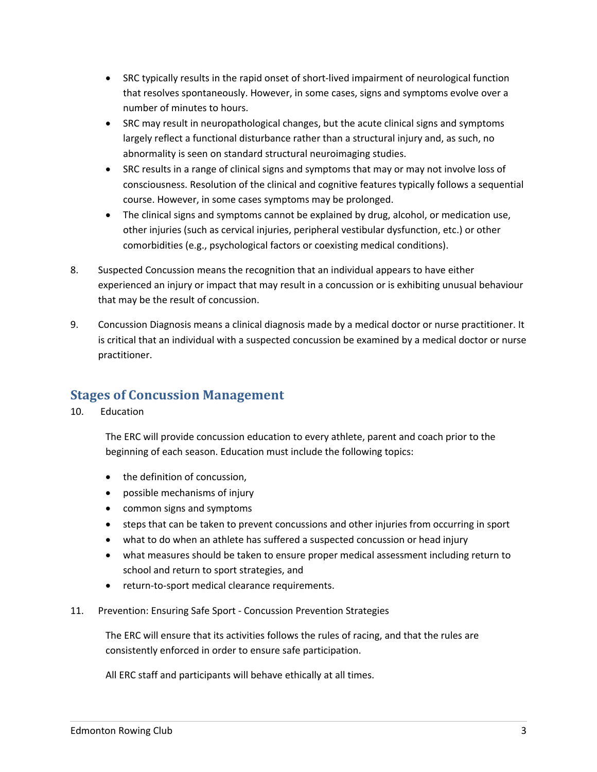- SRC typically results in the rapid onset of short-lived impairment of neurological function that resolves spontaneously. However, in some cases, signs and symptoms evolve over a number of minutes to hours.
- SRC may result in neuropathological changes, but the acute clinical signs and symptoms largely reflect a functional disturbance rather than a structural injury and, as such, no abnormality is seen on standard structural neuroimaging studies.
- SRC results in a range of clinical signs and symptoms that may or may not involve loss of consciousness. Resolution of the clinical and cognitive features typically follows a sequential course. However, in some cases symptoms may be prolonged.
- The clinical signs and symptoms cannot be explained by drug, alcohol, or medication use, other injuries (such as cervical injuries, peripheral vestibular dysfunction, etc.) or other comorbidities (e.g., psychological factors or coexisting medical conditions).

8. Suspected Concussion means the recognition that an individual appears to have either experienced an injury or impact that may result in a concussion or is exhibiting unusual behaviour that may be the result of concussion.

9. Concussion Diagnosis means a clinical diagnosis made by a medical doctor or nurse practitioner. It is critical that an individual with a suspected concussion be examined by a medical doctor or nurse practitioner.

## Stages of Concussion Management

10. Education

    The ERC will provide concussion education to every athlete, parent and coach prior to the beginning of each season. Education must include the following topics:

    - the definition of concussion,
    - possible mechanisms of injury
    - common signs and symptoms
    - steps that can be taken to prevent concussions and other injuries from occurring in sport
    - what to do when an athlete has suffered a suspected concussion or head injury
    - what measures should be taken to ensure proper medical assessment including return to school and return to sport strategies, and
    - return-to-sport medical clearance requirements.

11. Prevention: Ensuring Safe Sport - Concussion Prevention Strategies

    The ERC will ensure that its activities follows the rules of racing, and that the rules are consistently enforced in order to ensure safe participation.

    All ERC staff and participants will behave ethically at all times.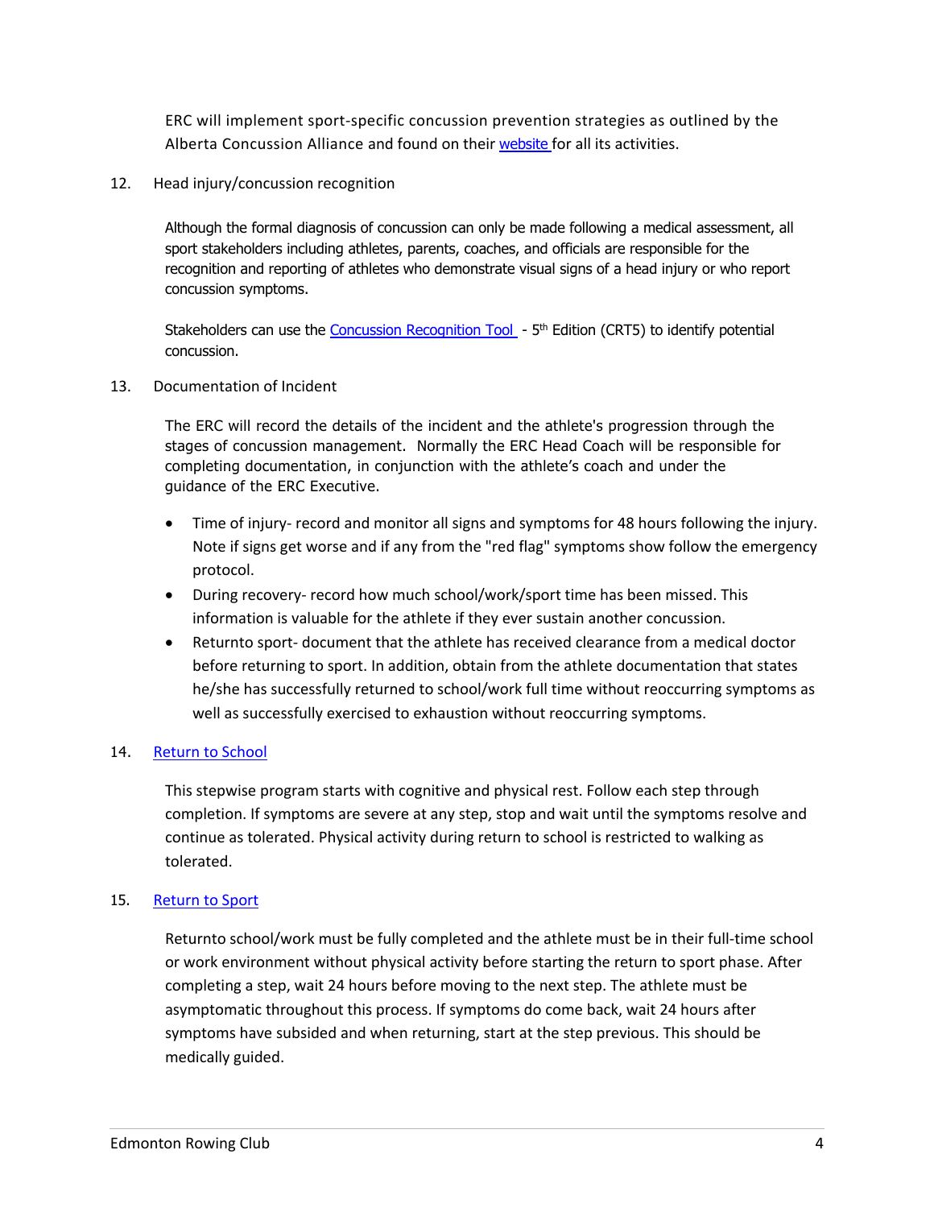ERC will implement sport-specific concussion prevention strategies as outlined by the Alberta Concussion Alliance and found on their website for all its activities.

12. Head injury/concussion recognition

Although the formal diagnosis of concussion can only be made following a medical assessment, all sport stakeholders including athletes, parents, coaches, and officials are responsible for the recognition and reporting of athletes who demonstrate visual signs of a head injury or who report concussion symptoms.

Stakeholders can use the Concussion Recognition Tool - 5th Edition (CRT5) to identify potential concussion.

13. Documentation of Incident

The ERC will record the details of the incident and the athlete's progression through the stages of concussion management. Normally the ERC Head Coach will be responsible for completing documentation, in conjunction with the athlete's coach and under the guidance of the ERC Executive.

- Time of injury- record and monitor all signs and symptoms for 48 hours following the injury. Note if signs get worse and if any from the "red flag" symptoms show follow the emergency protocol.
- During recovery- record how much school/work/sport time has been missed. This information is valuable for the athlete if they ever sustain another concussion.
- Returnto sport- document that the athlete has received clearance from a medical doctor before returning to sport. In addition, obtain from the athlete documentation that states he/she has successfully returned to school/work full time without reoccurring symptoms as well as successfully exercised to exhaustion without reoccurring symptoms.

14. Return to School

This stepwise program starts with cognitive and physical rest. Follow each step through completion. If symptoms are severe at any step, stop and wait until the symptoms resolve and continue as tolerated. Physical activity during return to school is restricted to walking as tolerated.

15. Return to Sport

Returnto school/work must be fully completed and the athlete must be in their full-time school or work environment without physical activity before starting the return to sport phase. After completing a step, wait 24 hours before moving to the next step. The athlete must be asymptomatic throughout this process. If symptoms do come back, wait 24 hours after symptoms have subsided and when returning, start at the step previous. This should be medically guided.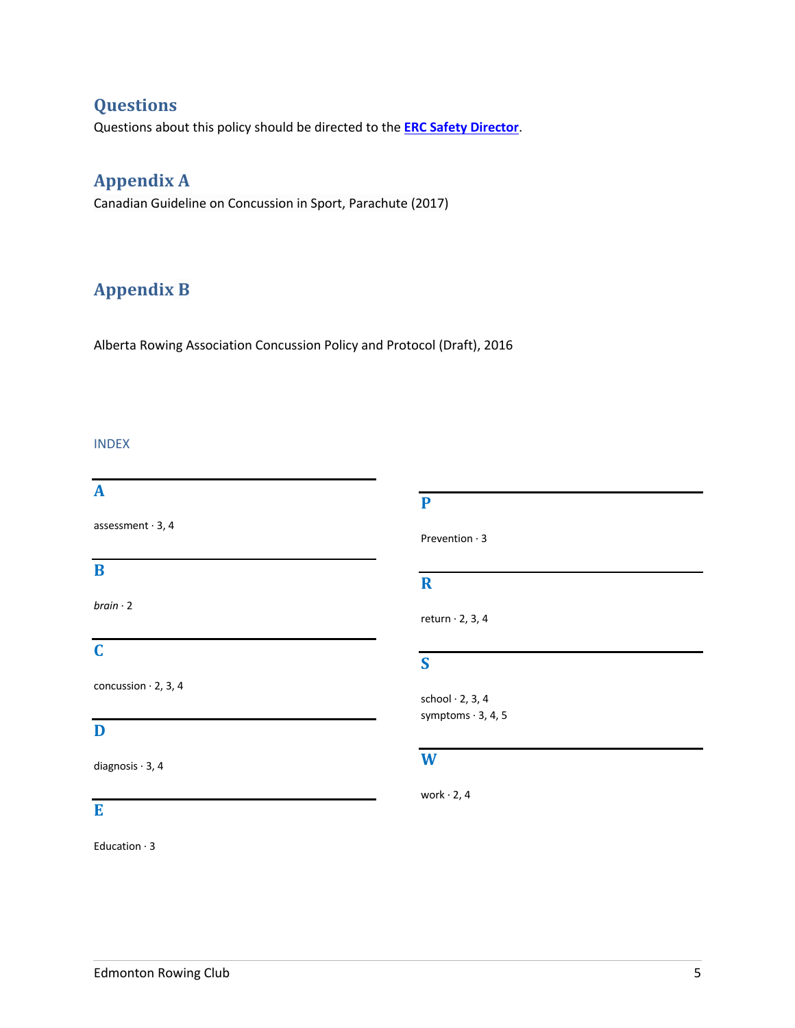## Questions

Questions about this policy should be directed to the **ERC Safety Director**.

## Appendix A

Canadian Guideline on Concussion in Sport, Parachute (2017)

## Appendix B

Alberta Rowing Association Concussion Policy and Protocol (Draft), 2016

INDEX

### A

assessment · 3, 4

### B

*brain* · 2

### C

concussion · 2, 3, 4

### D

diagnosis · 3, 4

### E

Education · 3

### P

Prevention · 3

### R

return · 2, 3, 4

### S

school · 2, 3, 4
symptoms · 3, 4, 5

### W

work · 2, 4